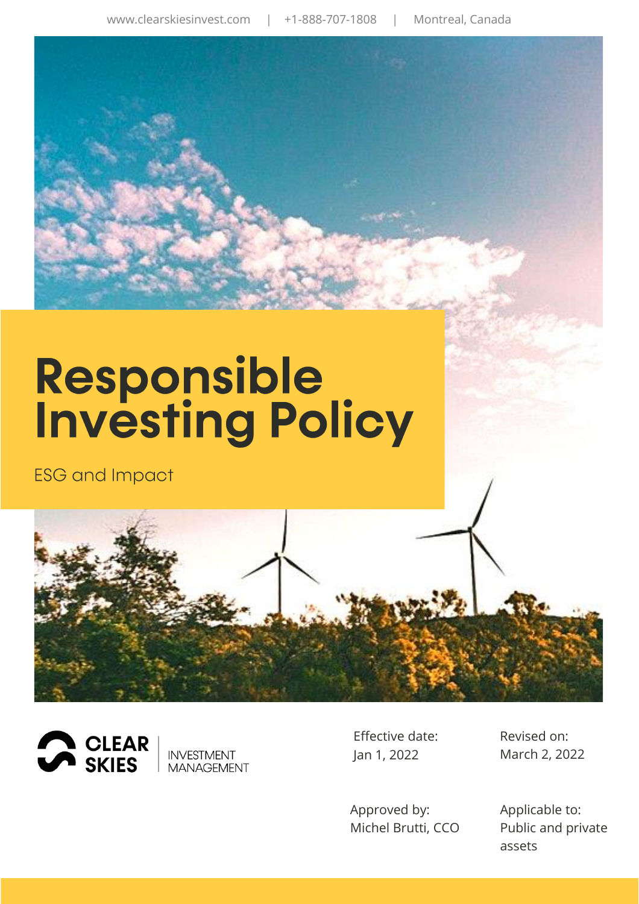www.clearskiesinvest.com | +1-888-707-1808 | Montreal, Canada

# Responsible Investing Policy

ESG and Impact

CLEAR SKIES INVESTMENT MANAGEMENT

Effective date:
Jan 1, 2022

Revised on:
March 2, 2022

Approved by:
Michel Brutti, CCO

Applicable to:
Public and private assets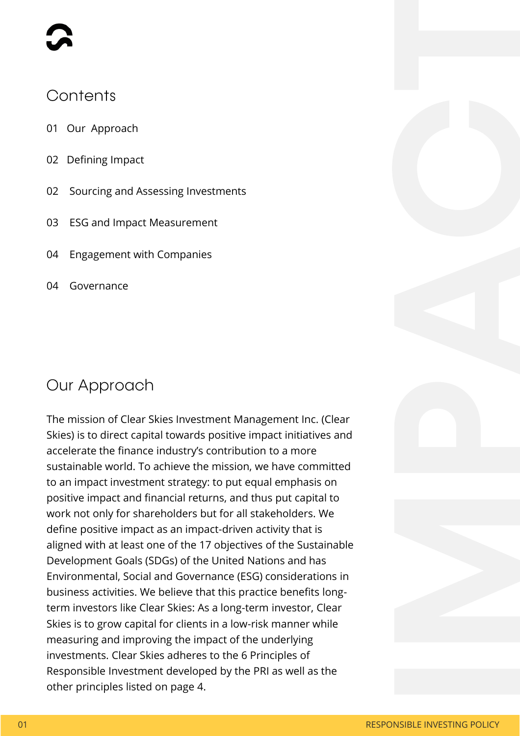## Contents

01 Our Approach

02 Defining Impact

02 Sourcing and Assessing Investments

03 ESG and Impact Measurement

04 Engagement with Companies

04 Governance

## Our Approach

The mission of Clear Skies Investment Management Inc. (Clear Skies) is to direct capital towards positive impact initiatives and accelerate the finance industry's contribution to a more sustainable world. To achieve the mission, we have committed to an impact investment strategy: to put equal emphasis on positive impact and financial returns, and thus put capital to work not only for shareholders but for all stakeholders. We define positive impact as an impact-driven activity that is aligned with at least one of the 17 objectives of the Sustainable Development Goals (SDGs) of the United Nations and has Environmental, Social and Governance (ESG) considerations in business activities. We believe that this practice benefits long-term investors like Clear Skies: As a long-term investor, Clear Skies is to grow capital for clients in a low-risk manner while measuring and improving the impact of the underlying investments. Clear Skies adheres to the 6 Principles of Responsible Investment developed by the PRI as well as the other principles listed on page 4.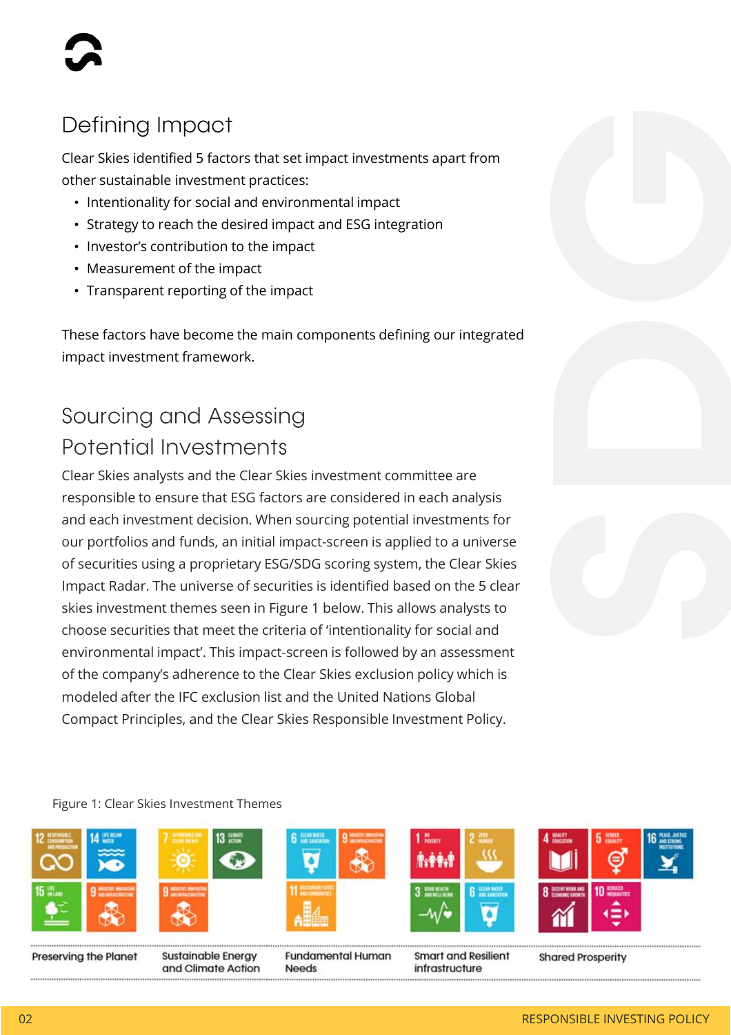## Defining Impact

Clear Skies identified 5 factors that set impact investments apart from other sustainable investment practices:

- Intentionality for social and environmental impact
- Strategy to reach the desired impact and ESG integration
- Investor's contribution to the impact
- Measurement of the impact
- Transparent reporting of the impact

These factors have become the main components defining our integrated impact investment framework.

## Sourcing and Assessing Potential Investments

Clear Skies analysts and the Clear Skies investment committee are responsible to ensure that ESG factors are considered in each analysis and each investment decision. When sourcing potential investments for our portfolios and funds, an initial impact-screen is applied to a universe of securities using a proprietary ESG/SDG scoring system, the Clear Skies Impact Radar. The universe of securities is identified based on the 5 clear skies investment themes seen in Figure 1 below. This allows analysts to choose securities that meet the criteria of 'intentionality for social and environmental impact'. This impact-screen is followed by an assessment of the company's adherence to the Clear Skies exclusion policy which is modeled after the IFC exclusion list and the United Nations Global Compact Principles, and the Clear Skies Responsible Investment Policy.

Figure 1: Clear Skies Investment Themes

| Preserving the Planet | Sustainable Energy and Climate Action | Fundamental Human Needs | Smart and Resilient infrastructure | Shared Prosperity |
|---|---|---|---|---|
| 12 Responsible Consumption and Production; 14 Life Below Water; 15 Life on Land; 9 Industry, Innovation and Infrastructure | 7 Affordable and Clean Energy; 13 Climate Action; 9 Industry, Innovation and Infrastructure | 6 Clean Water and Sanitation; 9 Industry, Innovation and Infrastructure; 11 Sustainable Cities and Communities | 1 No Poverty; 2 Zero Hunger; 3 Good Health and Well-Being; 6 Clean Water and Sanitation | 4 Quality Education; 5 Gender Equality; 16 Peace, Justice and Strong Institutions; 8 Decent Work and Economic Growth; 10 Reduced Inequalities |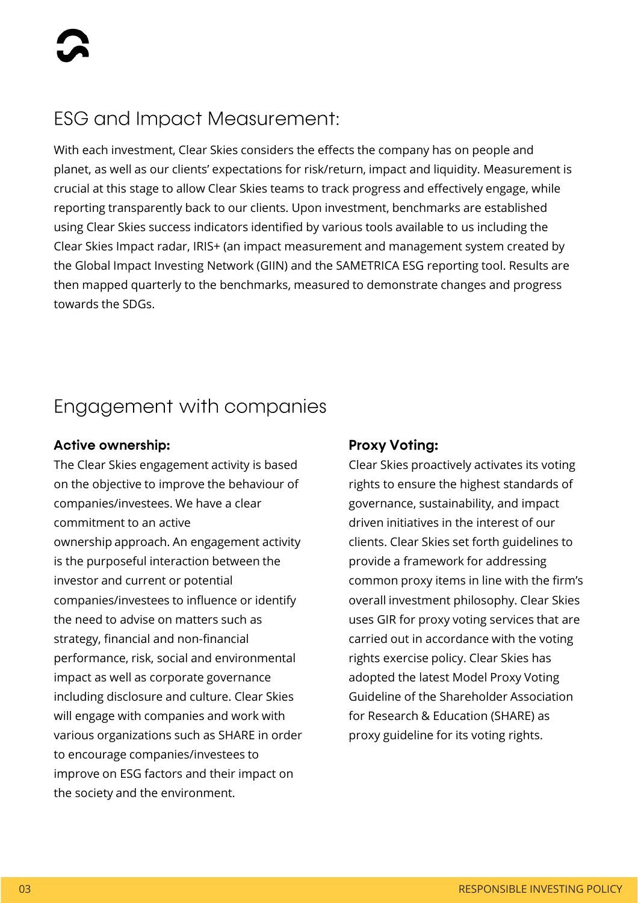## ESG and Impact Measurement:

With each investment, Clear Skies considers the effects the company has on people and planet, as well as our clients' expectations for risk/return, impact and liquidity. Measurement is crucial at this stage to allow Clear Skies teams to track progress and effectively engage, while reporting transparently back to our clients. Upon investment, benchmarks are established using Clear Skies success indicators identified by various tools available to us including the Clear Skies Impact radar, IRIS+ (an impact measurement and management system created by the Global Impact Investing Network (GIIN) and the SAMETRICA ESG reporting tool. Results are then mapped quarterly to the benchmarks, measured to demonstrate changes and progress towards the SDGs.

## Engagement with companies

**Active ownership:**

The Clear Skies engagement activity is based on the objective to improve the behaviour of companies/investees. We have a clear commitment to an active ownership approach. An engagement activity is the purposeful interaction between the investor and current or potential companies/investees to influence or identify the need to advise on matters such as strategy, financial and non-financial performance, risk, social and environmental impact as well as corporate governance including disclosure and culture. Clear Skies will engage with companies and work with various organizations such as SHARE in order to encourage companies/investees to improve on ESG factors and their impact on the society and the environment.

**Proxy Voting:**

Clear Skies proactively activates its voting rights to ensure the highest standards of governance, sustainability, and impact driven initiatives in the interest of our clients. Clear Skies set forth guidelines to provide a framework for addressing common proxy items in line with the firm's overall investment philosophy. Clear Skies uses GIR for proxy voting services that are carried out in accordance with the voting rights exercise policy. Clear Skies has adopted the latest Model Proxy Voting Guideline of the Shareholder Association for Research & Education (SHARE) as proxy guideline for its voting rights.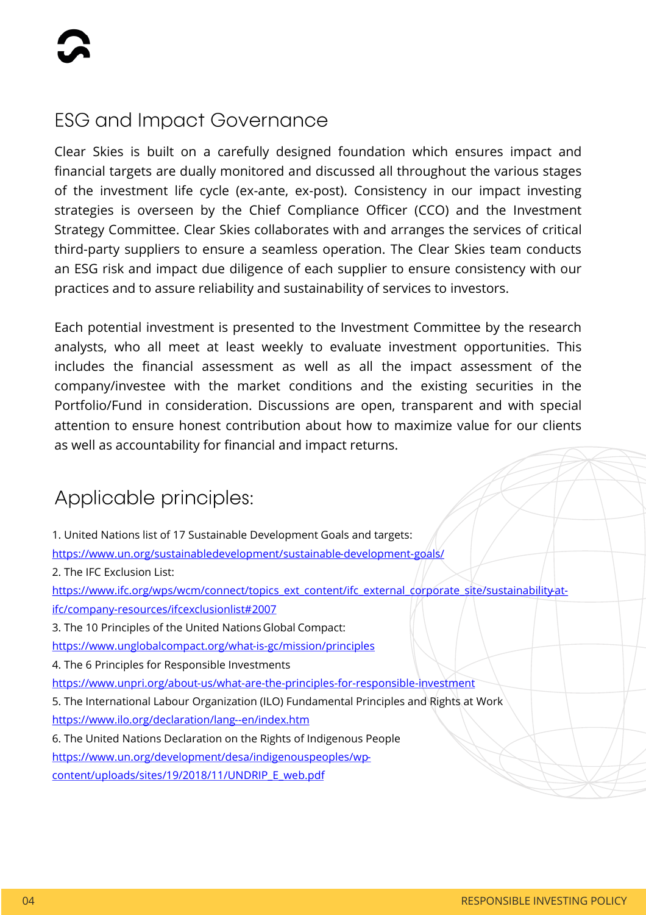## ESG and Impact Governance

Clear Skies is built on a carefully designed foundation which ensures impact and financial targets are dually monitored and discussed all throughout the various stages of the investment life cycle (ex-ante, ex-post). Consistency in our impact investing strategies is overseen by the Chief Compliance Officer (CCO) and the Investment Strategy Committee. Clear Skies collaborates with and arranges the services of critical third-party suppliers to ensure a seamless operation. The Clear Skies team conducts an ESG risk and impact due diligence of each supplier to ensure consistency with our practices and to assure reliability and sustainability of services to investors.

Each potential investment is presented to the Investment Committee by the research analysts, who all meet at least weekly to evaluate investment opportunities. This includes the financial assessment as well as all the impact assessment of the company/investee with the market conditions and the existing securities in the Portfolio/Fund in consideration. Discussions are open, transparent and with special attention to ensure honest contribution about how to maximize value for our clients as well as accountability for financial and impact returns.

## Applicable principles:

1. United Nations list of 17 Sustainable Development Goals and targets:
https://www.un.org/sustainabledevelopment/sustainable-development-goals/
2. The IFC Exclusion List:
https://www.ifc.org/wps/wcm/connect/topics_ext_content/ifc_external_corporate_site/sustainability-at-ifc/company-resources/ifcexclusionlist#2007
3. The 10 Principles of the United Nations Global Compact:
https://www.unglobalcompact.org/what-is-gc/mission/principles
4. The 6 Principles for Responsible Investments
https://www.unpri.org/about-us/what-are-the-principles-for-responsible-investment
5. The International Labour Organization (ILO) Fundamental Principles and Rights at Work
https://www.ilo.org/declaration/lang--en/index.htm
6. The United Nations Declaration on the Rights of Indigenous People
https://www.un.org/development/desa/indigenouspeoples/wp-content/uploads/sites/19/2018/11/UNDRIP_E_web.pdf